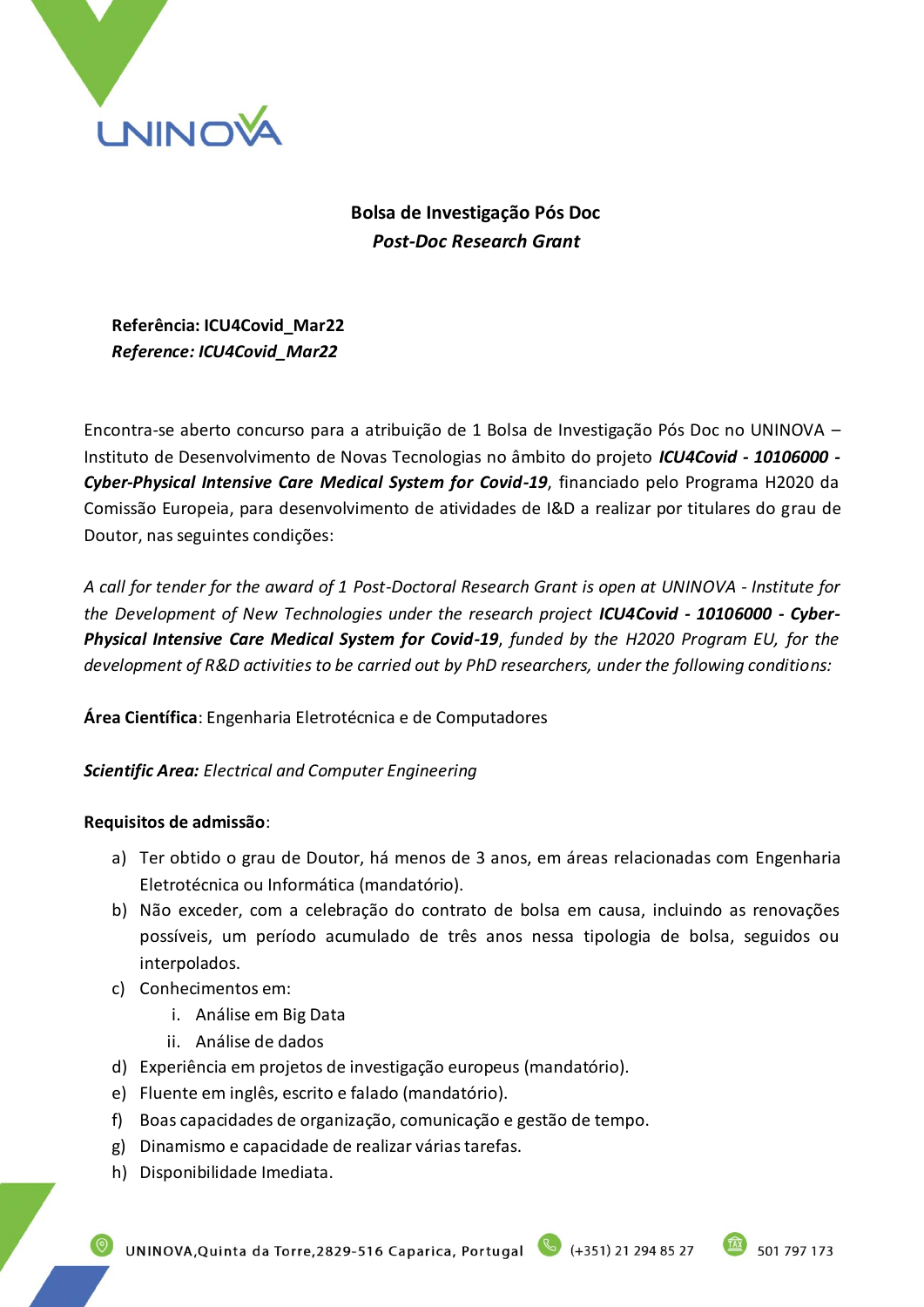**Bolsa de Investigação Pós Doc**

***Post-Doc Research Grant***

**Referência: ICU4Covid_Mar22**
***Reference: ICU4Covid_Mar22***

Encontra-se aberto concurso para a atribuição de 1 Bolsa de Investigação Pós Doc no UNINOVA – Instituto de Desenvolvimento de Novas Tecnologias no âmbito do projeto ***ICU4Covid - 10106000 - Cyber-Physical Intensive Care Medical System for Covid-19***, financiado pelo Programa H2020 da Comissão Europeia, para desenvolvimento de atividades de I&D a realizar por titulares do grau de Doutor, nas seguintes condições:

*A call for tender for the award of 1 Post-Doctoral Research Grant is open at UNINOVA - Institute for the Development of New Technologies under the research project* ***ICU4Covid - 10106000 - Cyber-Physical Intensive Care Medical System for Covid-19****, funded by the H2020 Program EU, for the development of R&D activities to be carried out by PhD researchers, under the following conditions:*

**Área Científica**: Engenharia Eletrotécnica e de Computadores

***Scientific Area:*** *Electrical and Computer Engineering*

**Requisitos de admissão**:

a) Ter obtido o grau de Doutor, há menos de 3 anos, em áreas relacionadas com Engenharia Eletrotécnica ou Informática (mandatório).
b) Não exceder, com a celebração do contrato de bolsa em causa, incluindo as renovações possíveis, um período acumulado de três anos nessa tipologia de bolsa, seguidos ou interpolados.
c) Conhecimentos em:
   i. Análise em Big Data
   ii. Análise de dados
d) Experiência em projetos de investigação europeus (mandatório).
e) Fluente em inglês, escrito e falado (mandatório).
f) Boas capacidades de organização, comunicação e gestão de tempo.
g) Dinamismo e capacidade de realizar várias tarefas.
h) Disponibilidade Imediata.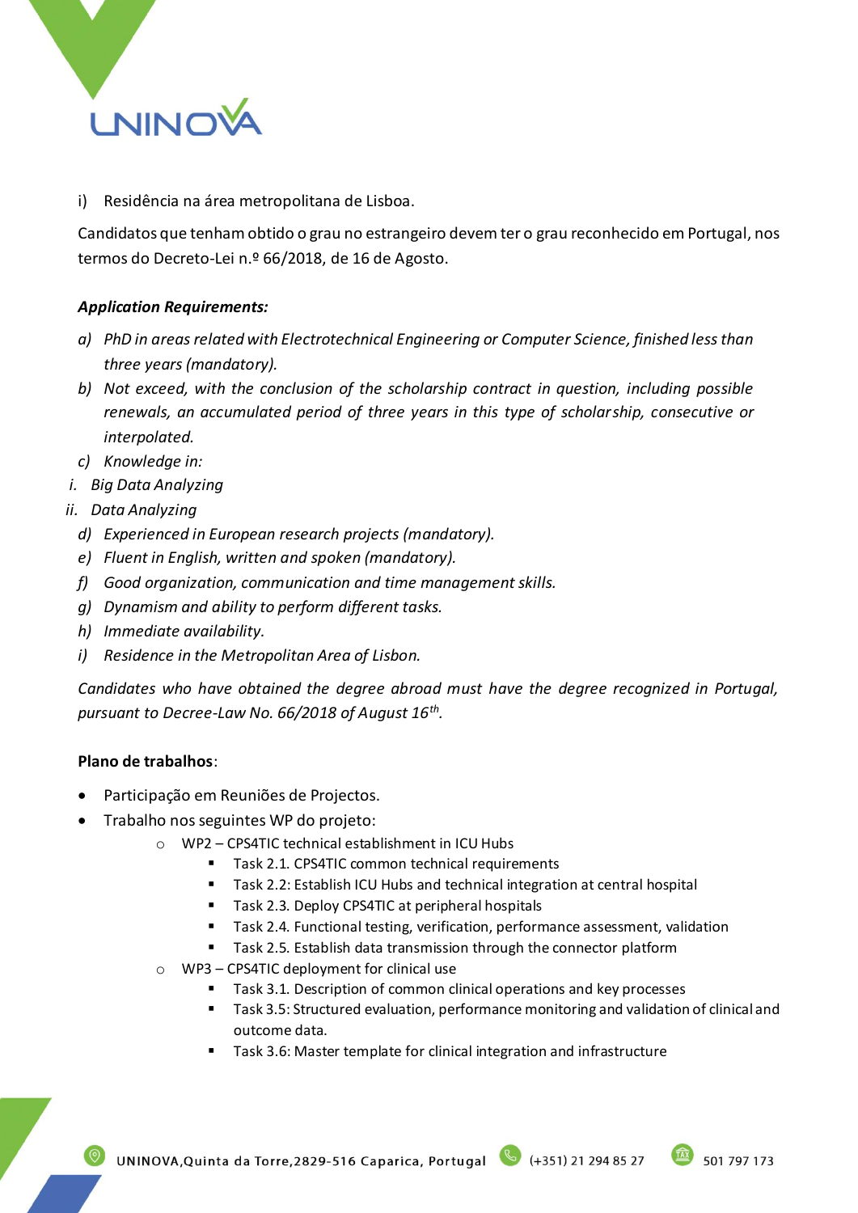i) Residência na área metropolitana de Lisboa.

Candidatos que tenham obtido o grau no estrangeiro devem ter o grau reconhecido em Portugal, nos termos do Decreto-Lei n.º 66/2018, de 16 de Agosto.

***Application Requirements:***

*a) PhD in areas related with Electrotechnical Engineering or Computer Science, finished less than three years (mandatory).*

*b) Not exceed, with the conclusion of the scholarship contract in question, including possible renewals, an accumulated period of three years in this type of scholarship, consecutive or interpolated.*

*c) Knowledge in:*

*i. Big Data Analyzing*

*ii. Data Analyzing*

*d) Experienced in European research projects (mandatory).*

*e) Fluent in English, written and spoken (mandatory).*

*f) Good organization, communication and time management skills.*

*g) Dynamism and ability to perform different tasks.*

*h) Immediate availability.*

*i) Residence in the Metropolitan Area of Lisbon.*

*Candidates who have obtained the degree abroad must have the degree recognized in Portugal, pursuant to Decree-Law No. 66/2018 of August 16th.*

**Plano de trabalhos**:

- Participação em Reuniões de Projectos.
- Trabalho nos seguintes WP do projeto:
  - WP2 – CPS4TIC technical establishment in ICU Hubs
    - Task 2.1. CPS4TIC common technical requirements
    - Task 2.2: Establish ICU Hubs and technical integration at central hospital
    - Task 2.3. Deploy CPS4TIC at peripheral hospitals
    - Task 2.4. Functional testing, verification, performance assessment, validation
    - Task 2.5. Establish data transmission through the connector platform
  - WP3 – CPS4TIC deployment for clinical use
    - Task 3.1. Description of common clinical operations and key processes
    - Task 3.5: Structured evaluation, performance monitoring and validation of clinical and outcome data.
    - Task 3.6: Master template for clinical integration and infrastructure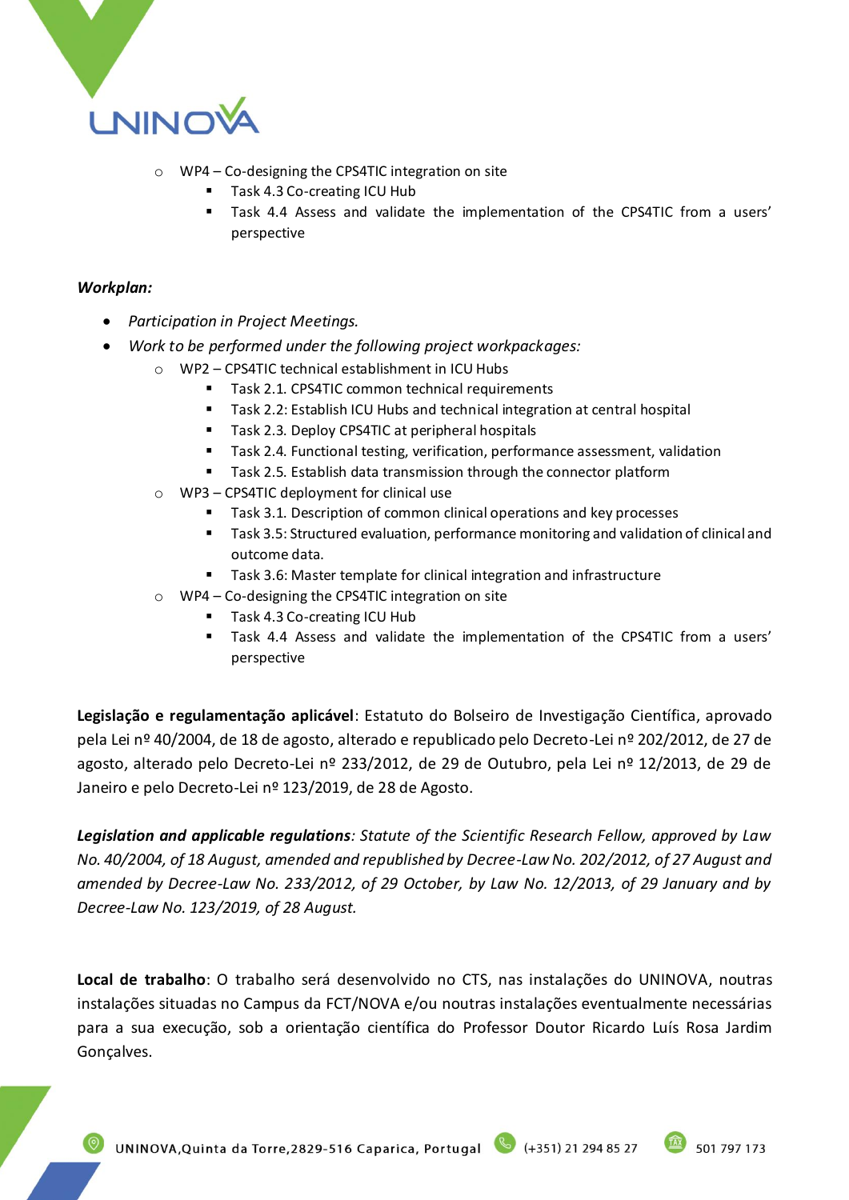- WP4 – Co-designing the CPS4TIC integration on site
  - Task 4.3 Co-creating ICU Hub
  - Task 4.4 Assess and validate the implementation of the CPS4TIC from a users' perspective

***Workplan:***

- *Participation in Project Meetings.*
- *Work to be performed under the following project workpackages:*
  - WP2 – CPS4TIC technical establishment in ICU Hubs
    - Task 2.1. CPS4TIC common technical requirements
    - Task 2.2: Establish ICU Hubs and technical integration at central hospital
    - Task 2.3. Deploy CPS4TIC at peripheral hospitals
    - Task 2.4. Functional testing, verification, performance assessment, validation
    - Task 2.5. Establish data transmission through the connector platform
  - WP3 – CPS4TIC deployment for clinical use
    - Task 3.1. Description of common clinical operations and key processes
    - Task 3.5: Structured evaluation, performance monitoring and validation of clinical and outcome data.
    - Task 3.6: Master template for clinical integration and infrastructure
  - WP4 – Co-designing the CPS4TIC integration on site
    - Task 4.3 Co-creating ICU Hub
    - Task 4.4 Assess and validate the implementation of the CPS4TIC from a users' perspective

**Legislação e regulamentação aplicável**: Estatuto do Bolseiro de Investigação Científica, aprovado pela Lei nº 40/2004, de 18 de agosto, alterado e republicado pelo Decreto-Lei nº 202/2012, de 27 de agosto, alterado pelo Decreto-Lei nº 233/2012, de 29 de Outubro, pela Lei nº 12/2013, de 29 de Janeiro e pelo Decreto-Lei nº 123/2019, de 28 de Agosto.

***Legislation and applicable regulations**: Statute of the Scientific Research Fellow, approved by Law No. 40/2004, of 18 August, amended and republished by Decree-Law No. 202/2012, of 27 August and amended by Decree-Law No. 233/2012, of 29 October, by Law No. 12/2013, of 29 January and by Decree-Law No. 123/2019, of 28 August.*

**Local de trabalho**: O trabalho será desenvolvido no CTS, nas instalações do UNINOVA, noutras instalações situadas no Campus da FCT/NOVA e/ou noutras instalações eventualmente necessárias para a sua execução, sob a orientação científica do Professor Doutor Ricardo Luís Rosa Jardim Gonçalves.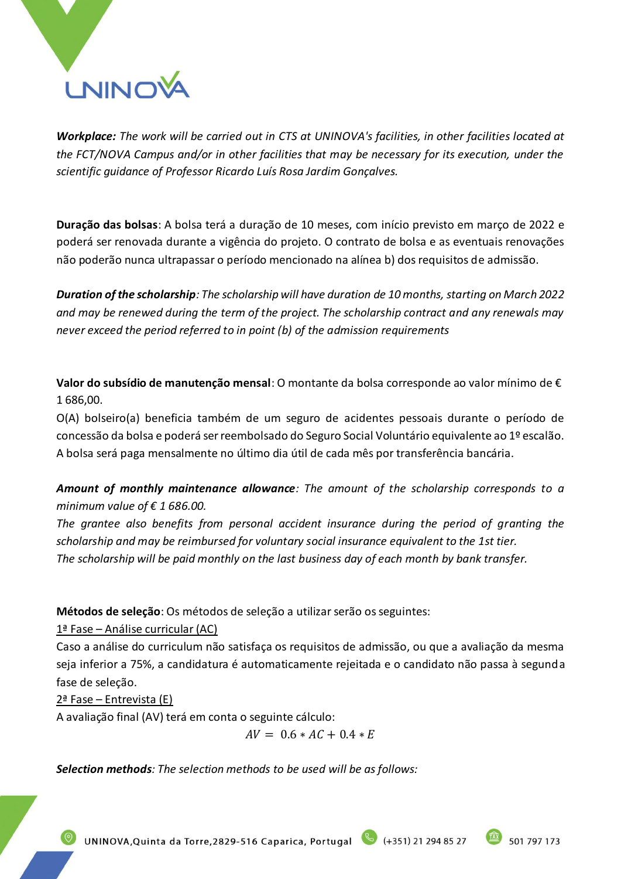***Workplace:*** *The work will be carried out in CTS at UNINOVA's facilities, in other facilities located at the FCT/NOVA Campus and/or in other facilities that may be necessary for its execution, under the scientific guidance of Professor Ricardo Luís Rosa Jardim Gonçalves.*

**Duração das bolsas**: A bolsa terá a duração de 10 meses, com início previsto em março de 2022 e poderá ser renovada durante a vigência do projeto. O contrato de bolsa e as eventuais renovações não poderão nunca ultrapassar o período mencionado na alínea b) dos requisitos de admissão.

***Duration of the scholarship****: The scholarship will have duration de 10 months, starting on March 2022 and may be renewed during the term of the project. The scholarship contract and any renewals may never exceed the period referred to in point (b) of the admission requirements*

**Valor do subsídio de manutenção mensal**: O montante da bolsa corresponde ao valor mínimo de € 1 686,00.
O(A) bolseiro(a) beneficia também de um seguro de acidentes pessoais durante o período de concessão da bolsa e poderá ser reembolsado do Seguro Social Voluntário equivalente ao 1º escalão.
A bolsa será paga mensalmente no último dia útil de cada mês por transferência bancária.

***Amount of monthly maintenance allowance****: The amount of the scholarship corresponds to a minimum value of € 1 686.00.*
*The grantee also benefits from personal accident insurance during the period of granting the scholarship and may be reimbursed for voluntary social insurance equivalent to the 1st tier.*
*The scholarship will be paid monthly on the last business day of each month by bank transfer.*

**Métodos de seleção**: Os métodos de seleção a utilizar serão os seguintes:

<u>1ª Fase – Análise curricular (AC)</u>
Caso a análise do curriculum não satisfaça os requisitos de admissão, ou que a avaliação da mesma seja inferior a 75%, a candidatura é automaticamente rejeitada e o candidato não passa à segunda fase de seleção.

<u>2ª Fase – Entrevista (E)</u>
A avaliação final (AV) terá em conta o seguinte cálculo:

$$AV = 0.6 * AC + 0.4 * E$$

***Selection methods****: The selection methods to be used will be as follows:*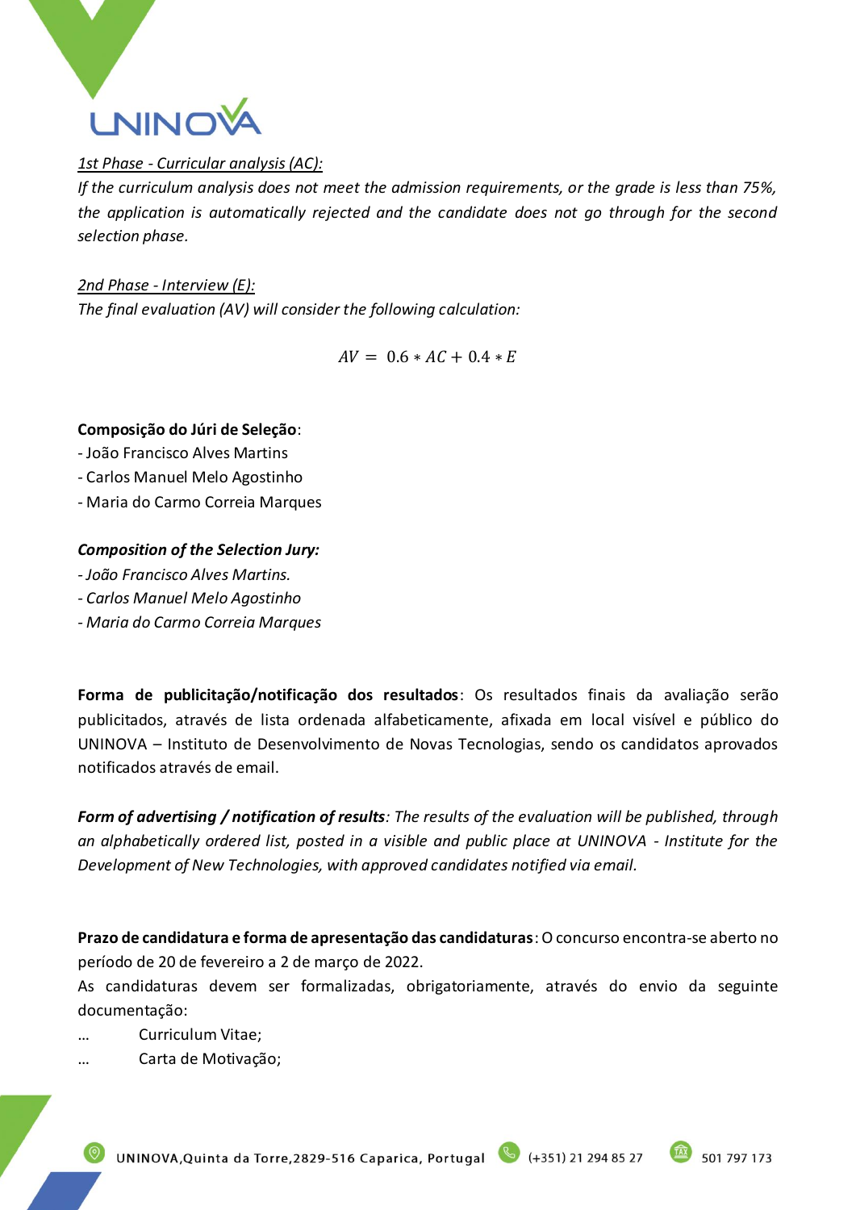*<u>1st Phase - Curricular analysis (AC):</u>*
*If the curriculum analysis does not meet the admission requirements, or the grade is less than 75%, the application is automatically rejected and the candidate does not go through for the second selection phase.*

*<u>2nd Phase - Interview (E):</u>*
*The final evaluation (AV) will consider the following calculation:*

$$AV = 0.6 * AC + 0.4 * E$$

**Composição do Júri de Seleção**:
- João Francisco Alves Martins
- Carlos Manuel Melo Agostinho
- Maria do Carmo Correia Marques

***Composition of the Selection Jury:***
*- João Francisco Alves Martins.*
*- Carlos Manuel Melo Agostinho*
*- Maria do Carmo Correia Marques*

**Forma de publicitação/notificação dos resultados**: Os resultados finais da avaliação serão publicitados, através de lista ordenada alfabeticamente, afixada em local visível e público do UNINOVA – Instituto de Desenvolvimento de Novas Tecnologias, sendo os candidatos aprovados notificados através de email.

***Form of advertising / notification of results****: The results of the evaluation will be published, through an alphabetically ordered list, posted in a visible and public place at UNINOVA - Institute for the Development of New Technologies, with approved candidates notified via email.*

**Prazo de candidatura e forma de apresentação das candidaturas**: O concurso encontra-se aberto no período de 20 de fevereiro a 2 de março de 2022.
As candidaturas devem ser formalizadas, obrigatoriamente, através do envio da seguinte documentação:
- … Curriculum Vitae;
- … Carta de Motivação;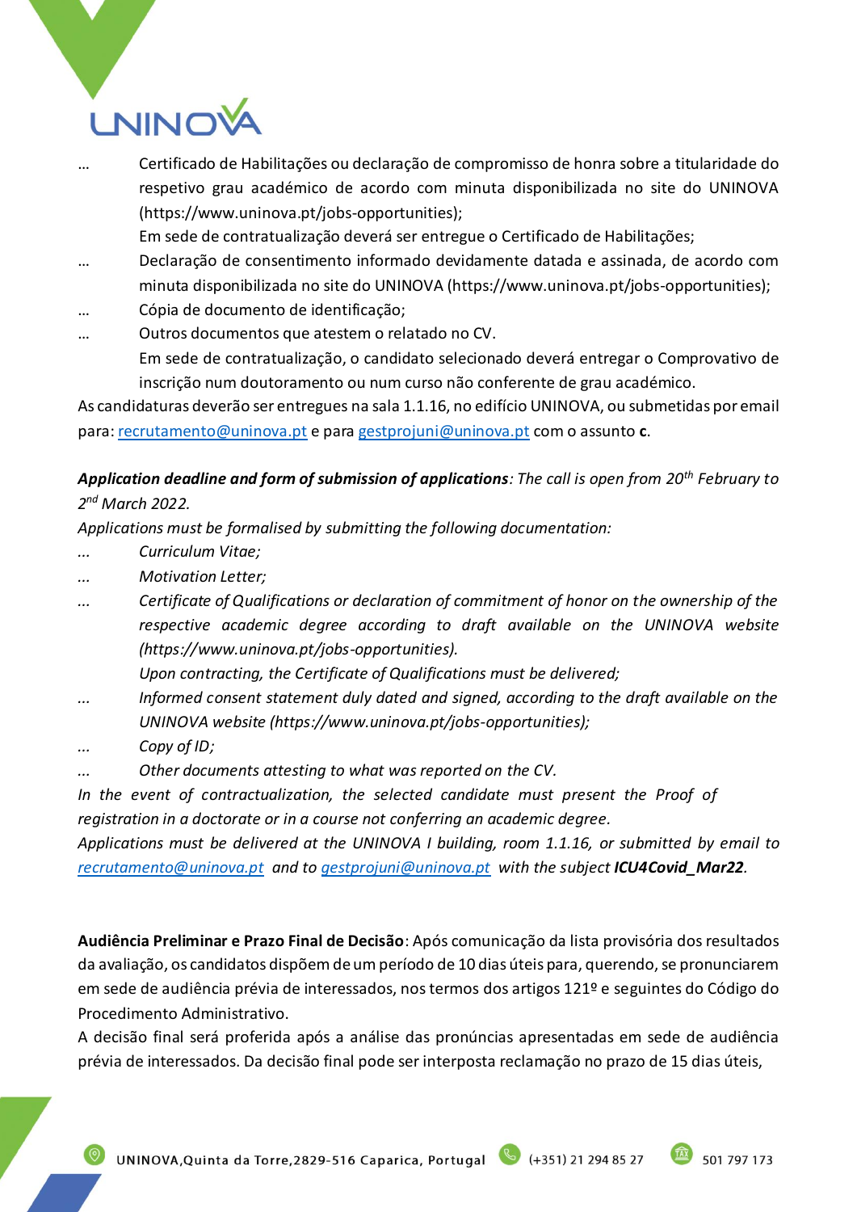- Certificado de Habilitações ou declaração de compromisso de honra sobre a titularidade do respetivo grau académico de acordo com minuta disponibilizada no site do UNINOVA (https://www.uninova.pt/jobs-opportunities);
  Em sede de contratualização deverá ser entregue o Certificado de Habilitações;
- Declaração de consentimento informado devidamente datada e assinada, de acordo com minuta disponibilizada no site do UNINOVA (https://www.uninova.pt/jobs-opportunities);
- Cópia de documento de identificação;
- Outros documentos que atestem o relatado no CV.
  Em sede de contratualização, o candidato selecionado deverá entregar o Comprovativo de inscrição num doutoramento ou num curso não conferente de grau académico.

As candidaturas deverão ser entregues na sala 1.1.16, no edifício UNINOVA, ou submetidas por email para: recrutamento@uninova.pt e para gestprojuni@uninova.pt com o assunto **c**.

***Application deadline and form of submission of applications***: *The call is open from 20th February to 2nd March 2022.*

*Applications must be formalised by submitting the following documentation:*

- *Curriculum Vitae;*
- *Motivation Letter;*
- *Certificate of Qualifications or declaration of commitment of honor on the ownership of the respective academic degree according to draft available on the UNINOVA website (https://www.uninova.pt/jobs-opportunities).*
  *Upon contracting, the Certificate of Qualifications must be delivered;*
- *Informed consent statement duly dated and signed, according to the draft available on the UNINOVA website (https://www.uninova.pt/jobs-opportunities);*
- *Copy of ID;*
- *Other documents attesting to what was reported on the CV.*

*In the event of contractualization, the selected candidate must present the Proof of registration in a doctorate or in a course not conferring an academic degree.*

*Applications must be delivered at the UNINOVA I building, room 1.1.16, or submitted by email to recrutamento@uninova.pt and to gestprojuni@uninova.pt with the subject* ***ICU4Covid_Mar22****.*

**Audiência Preliminar e Prazo Final de Decisão**: Após comunicação da lista provisória dos resultados da avaliação, os candidatos dispõem de um período de 10 dias úteis para, querendo, se pronunciarem em sede de audiência prévia de interessados, nos termos dos artigos 121º e seguintes do Código do Procedimento Administrativo.

A decisão final será proferida após a análise das pronúncias apresentadas em sede de audiência prévia de interessados. Da decisão final pode ser interposta reclamação no prazo de 15 dias úteis,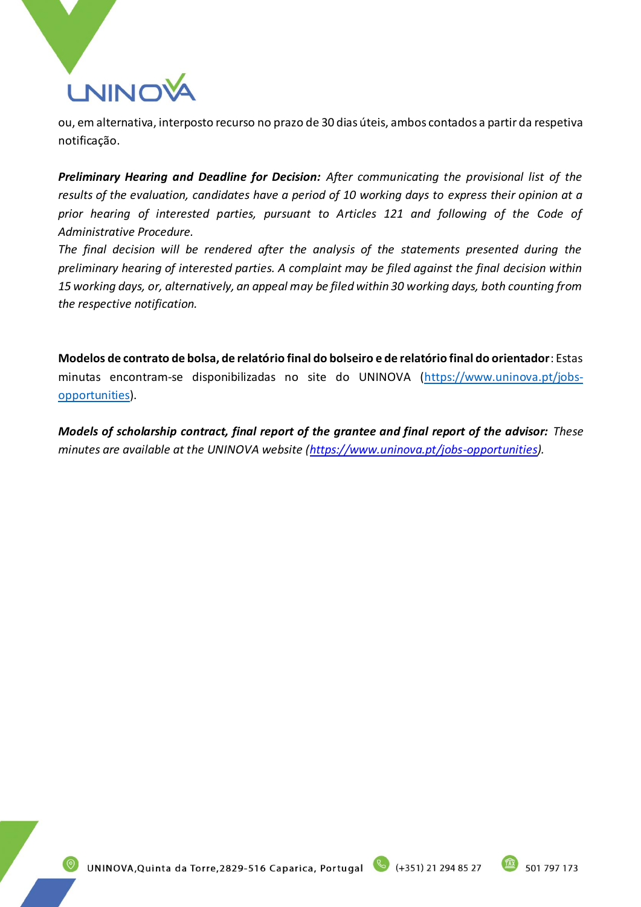ou, em alternativa, interposto recurso no prazo de 30 dias úteis, ambos contados a partir da respetiva notificação.

***Preliminary Hearing and Deadline for Decision:*** *After communicating the provisional list of the results of the evaluation, candidates have a period of 10 working days to express their opinion at a prior hearing of interested parties, pursuant to Articles 121 and following of the Code of Administrative Procedure.*
*The final decision will be rendered after the analysis of the statements presented during the preliminary hearing of interested parties. A complaint may be filed against the final decision within 15 working days, or, alternatively, an appeal may be filed within 30 working days, both counting from the respective notification.*

**Modelos de contrato de bolsa, de relatório final do bolseiro e de relatório final do orientador**: Estas minutas encontram-se disponibilizadas no site do UNINOVA ([https://www.uninova.pt/jobs-opportunities](https://www.uninova.pt/jobs-opportunities)).

***Models of scholarship contract, final report of the grantee and final report of the advisor:*** *These minutes are available at the UNINOVA website ([https://www.uninova.pt/jobs-opportunities](https://www.uninova.pt/jobs-opportunities)).*